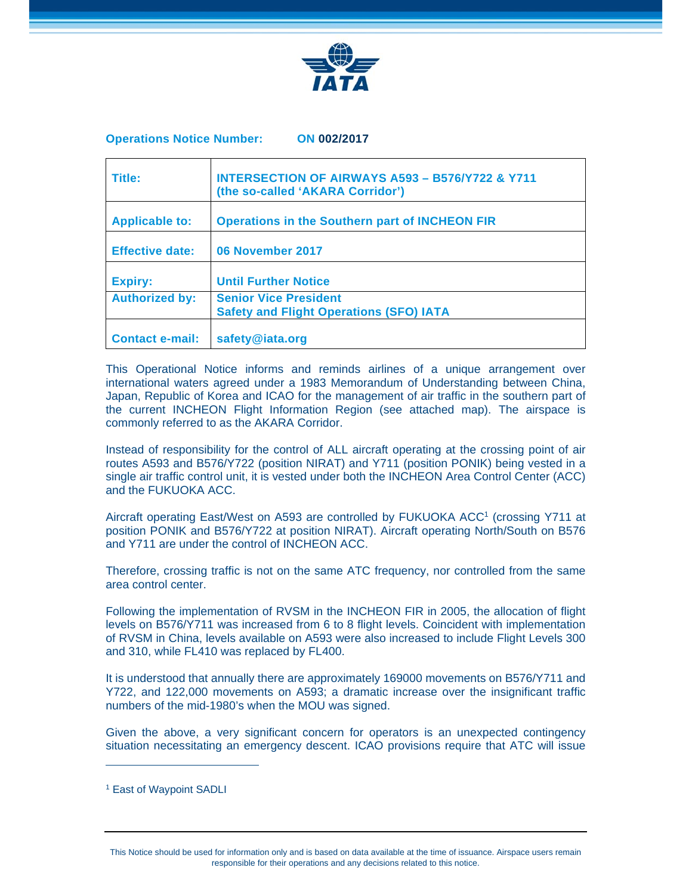**Operations Notice Number:** **ON 002/2017**

| | |
|---|---|
| **Title:** | **INTERSECTION OF AIRWAYS A593 – B576/Y722 & Y711 (the so-called 'AKARA Corridor')** |
| **Applicable to:** | **Operations in the Southern part of INCHEON FIR** |
| **Effective date:** | **06 November 2017** |
| **Expiry:** | **Until Further Notice** |
| **Authorized by:** | **Senior Vice President Safety and Flight Operations (SFO) IATA** |
| **Contact e-mail:** | **safety@iata.org** |

This Operational Notice informs and reminds airlines of a unique arrangement over international waters agreed under a 1983 Memorandum of Understanding between China, Japan, Republic of Korea and ICAO for the management of air traffic in the southern part of the current INCHEON Flight Information Region (see attached map). The airspace is commonly referred to as the AKARA Corridor.

Instead of responsibility for the control of ALL aircraft operating at the crossing point of air routes A593 and B576/Y722 (position NIRAT) and Y711 (position PONIK) being vested in a single air traffic control unit, it is vested under both the INCHEON Area Control Center (ACC) and the FUKUOKA ACC.

Aircraft operating East/West on A593 are controlled by FUKUOKA ACC[1] (crossing Y711 at position PONIK and B576/Y722 at position NIRAT). Aircraft operating North/South on B576 and Y711 are under the control of INCHEON ACC.

Therefore, crossing traffic is not on the same ATC frequency, nor controlled from the same area control center.

Following the implementation of RVSM in the INCHEON FIR in 2005, the allocation of flight levels on B576/Y711 was increased from 6 to 8 flight levels. Coincident with implementation of RVSM in China, levels available on A593 were also increased to include Flight Levels 300 and 310, while FL410 was replaced by FL400.

It is understood that annually there are approximately 169000 movements on B576/Y711 and Y722, and 122,000 movements on A593; a dramatic increase over the insignificant traffic numbers of the mid-1980's when the MOU was signed.

Given the above, a very significant concern for operators is an unexpected contingency situation necessitating an emergency descent. ICAO provisions require that ATC will issue

[1] East of Waypoint SADLI

This Notice should be used for information only and is based on data available at the time of issuance. Airspace users remain responsible for their operations and any decisions related to this notice.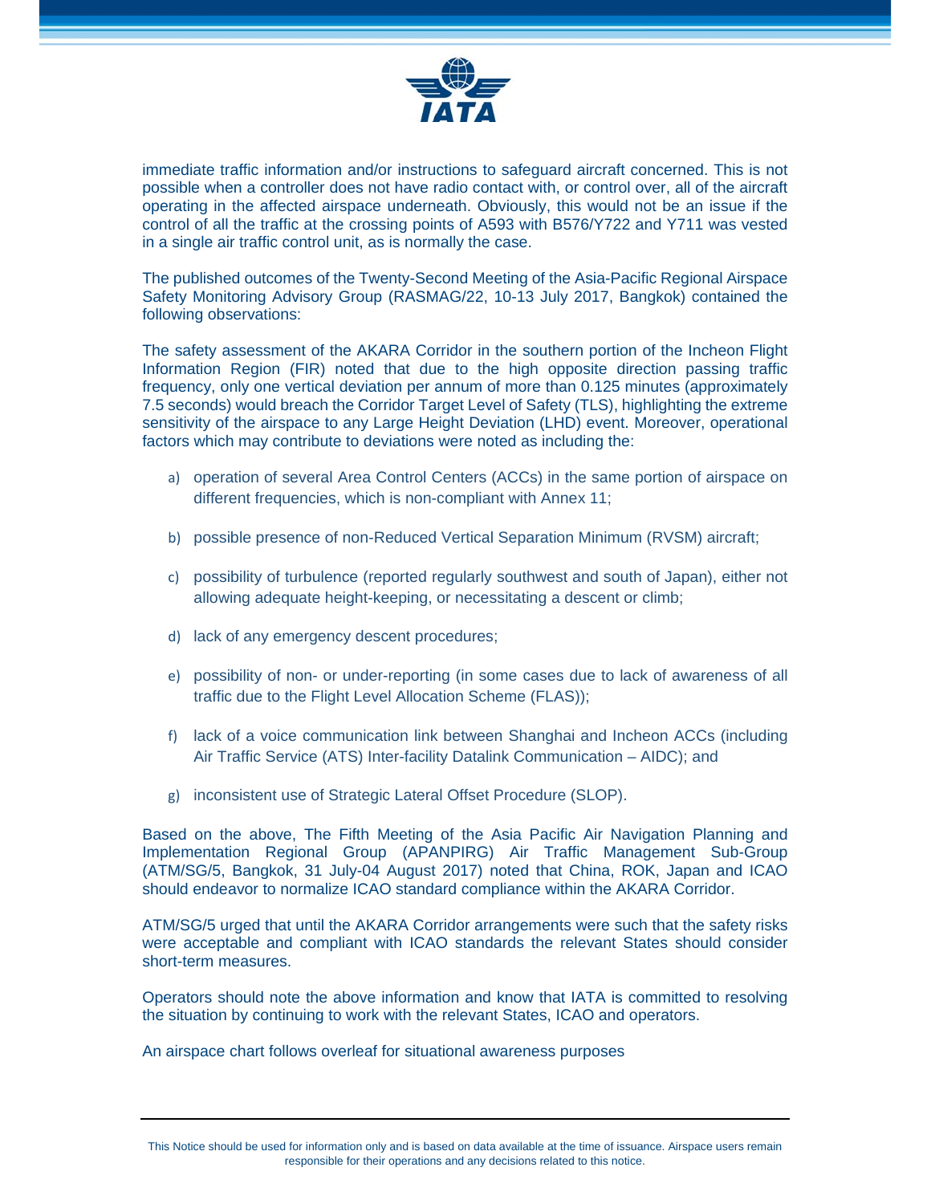immediate traffic information and/or instructions to safeguard aircraft concerned. This is not possible when a controller does not have radio contact with, or control over, all of the aircraft operating in the affected airspace underneath. Obviously, this would not be an issue if the control of all the traffic at the crossing points of A593 with B576/Y722 and Y711 was vested in a single air traffic control unit, as is normally the case.

The published outcomes of the Twenty-Second Meeting of the Asia-Pacific Regional Airspace Safety Monitoring Advisory Group (RASMAG/22, 10-13 July 2017, Bangkok) contained the following observations:

The safety assessment of the AKARA Corridor in the southern portion of the Incheon Flight Information Region (FIR) noted that due to the high opposite direction passing traffic frequency, only one vertical deviation per annum of more than 0.125 minutes (approximately 7.5 seconds) would breach the Corridor Target Level of Safety (TLS), highlighting the extreme sensitivity of the airspace to any Large Height Deviation (LHD) event. Moreover, operational factors which may contribute to deviations were noted as including the:

a) operation of several Area Control Centers (ACCs) in the same portion of airspace on different frequencies, which is non-compliant with Annex 11;

b) possible presence of non-Reduced Vertical Separation Minimum (RVSM) aircraft;

c) possibility of turbulence (reported regularly southwest and south of Japan), either not allowing adequate height-keeping, or necessitating a descent or climb;

d) lack of any emergency descent procedures;

e) possibility of non- or under-reporting (in some cases due to lack of awareness of all traffic due to the Flight Level Allocation Scheme (FLAS));

f) lack of a voice communication link between Shanghai and Incheon ACCs (including Air Traffic Service (ATS) Inter-facility Datalink Communication – AIDC); and

g) inconsistent use of Strategic Lateral Offset Procedure (SLOP).

Based on the above, The Fifth Meeting of the Asia Pacific Air Navigation Planning and Implementation Regional Group (APANPIRG) Air Traffic Management Sub-Group (ATM/SG/5, Bangkok, 31 July-04 August 2017) noted that China, ROK, Japan and ICAO should endeavor to normalize ICAO standard compliance within the AKARA Corridor.

ATM/SG/5 urged that until the AKARA Corridor arrangements were such that the safety risks were acceptable and compliant with ICAO standards the relevant States should consider short-term measures.

Operators should note the above information and know that IATA is committed to resolving the situation by continuing to work with the relevant States, ICAO and operators.

An airspace chart follows overleaf for situational awareness purposes

This Notice should be used for information only and is based on data available at the time of issuance. Airspace users remain responsible for their operations and any decisions related to this notice.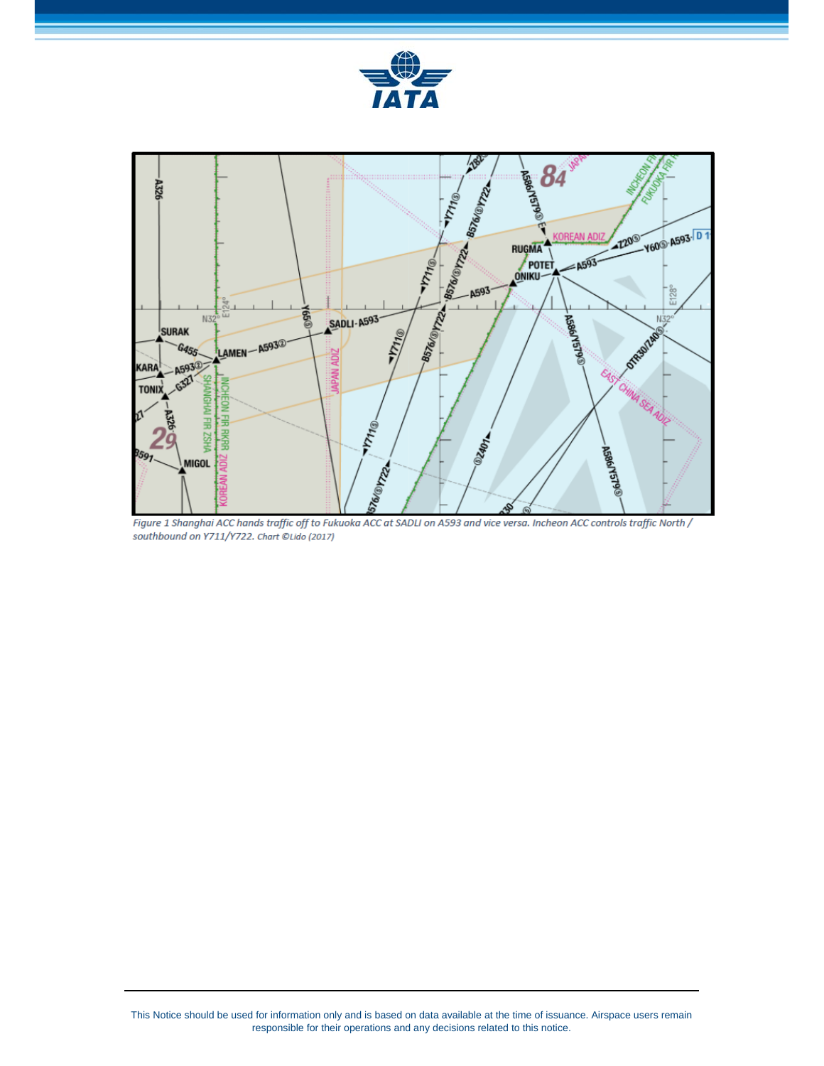Figure 1 Shanghai ACC hands traffic off to Fukuoka ACC at SADLI on A593 and vice versa. Incheon ACC controls traffic North / southbound on Y711/Y722. Chart ©Lido (2017)

This Notice should be used for information only and is based on data available at the time of issuance. Airspace users remain responsible for their operations and any decisions related to this notice.